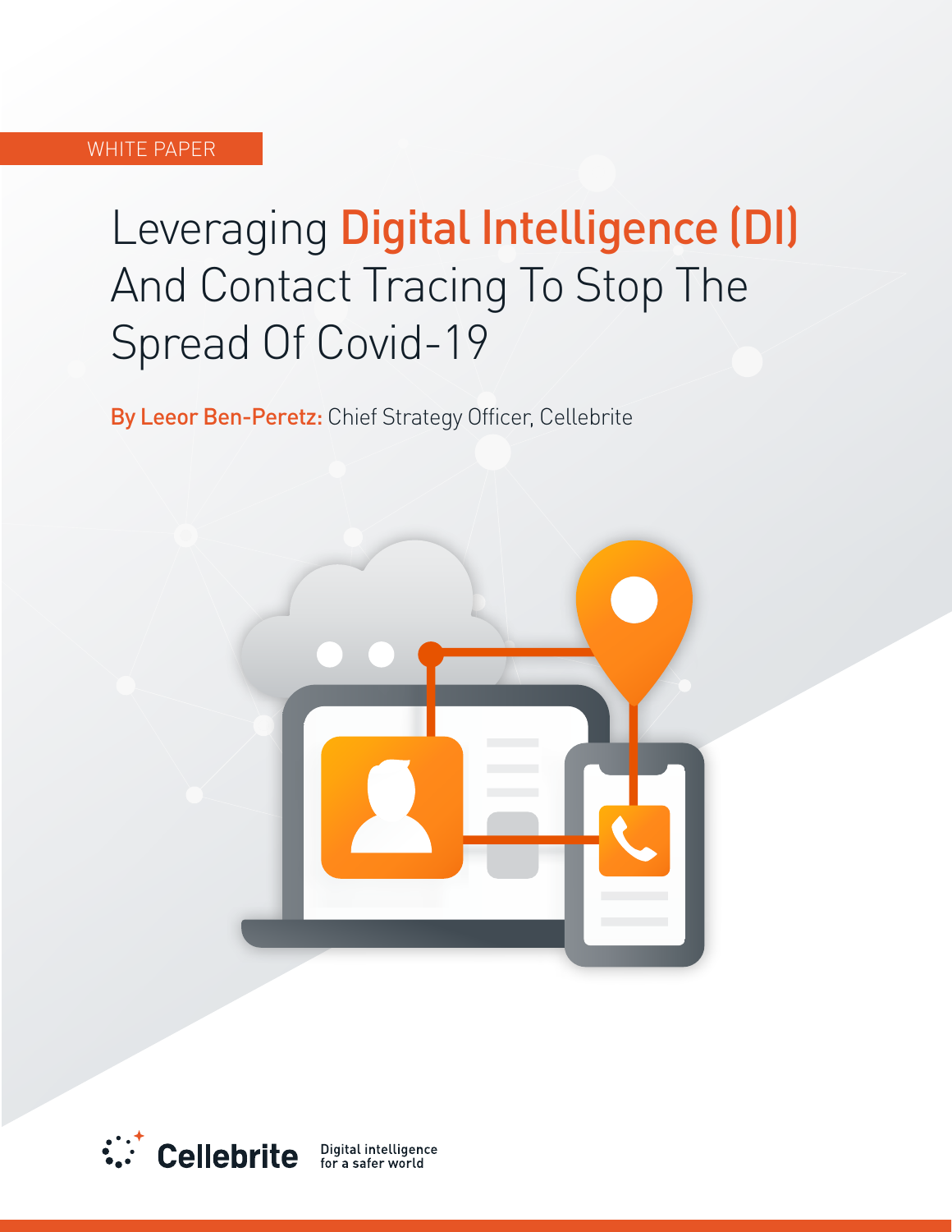WHITE PAPER

# Leveraging Digital Intelligence (DI) And Contact Tracing To Stop The Spread Of Covid-19

**By Leeor Ben-Peretz:** Chief Strategy Officer, Cellebrite

Cellebrite Digital intelligence for a safer world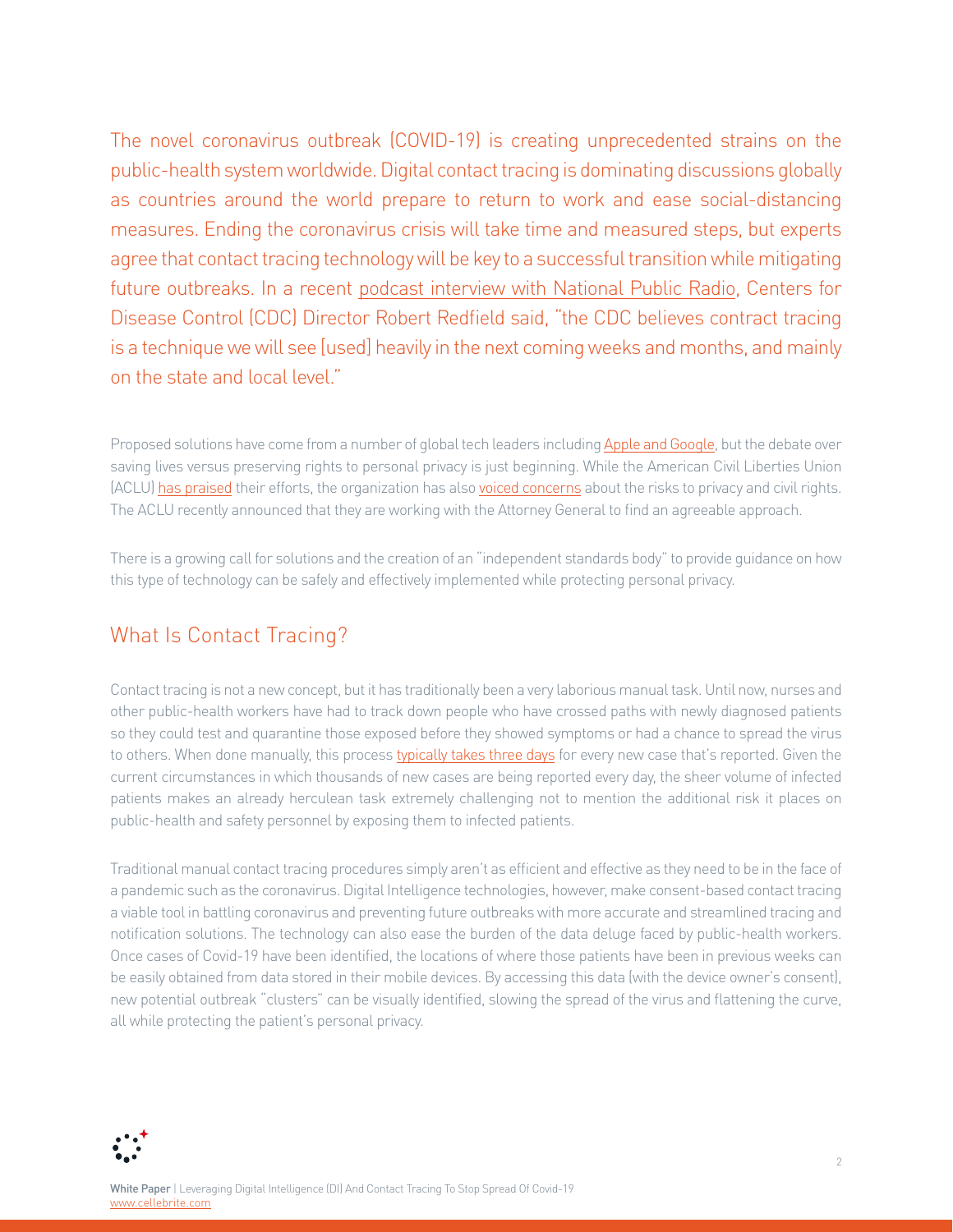The novel coronavirus outbreak (COVID-19) is creating unprecedented strains on the public-health system worldwide. Digital contact tracing is dominating discussions globally as countries around the world prepare to return to work and ease social-distancing measures. Ending the coronavirus crisis will take time and measured steps, but experts agree that contact tracing technology will be key to a successful transition while mitigating future outbreaks. In a recent podcast interview with National Public Radio, Centers for Disease Control (CDC) Director Robert Redfield said, "the CDC believes contract tracing is a technique we will see [used] heavily in the next coming weeks and months, and mainly on the state and local level."

Proposed solutions have come from a number of global tech leaders including Apple and Google, but the debate over saving lives versus preserving rights to personal privacy is just beginning. While the American Civil Liberties Union (ACLU) has praised their efforts, the organization has also voiced concerns about the risks to privacy and civil rights. The ACLU recently announced that they are working with the Attorney General to find an agreeable approach.

There is a growing call for solutions and the creation of an "independent standards body" to provide guidance on how this type of technology can be safely and effectively implemented while protecting personal privacy.

## What Is Contact Tracing?

Contact tracing is not a new concept, but it has traditionally been a very laborious manual task. Until now, nurses and other public-health workers have had to track down people who have crossed paths with newly diagnosed patients so they could test and quarantine those exposed before they showed symptoms or had a chance to spread the virus to others. When done manually, this process typically takes three days for every new case that's reported. Given the current circumstances in which thousands of new cases are being reported every day, the sheer volume of infected patients makes an already herculean task extremely challenging not to mention the additional risk it places on public-health and safety personnel by exposing them to infected patients.

Traditional manual contact tracing procedures simply aren't as efficient and effective as they need to be in the face of a pandemic such as the coronavirus. Digital Intelligence technologies, however, make consent-based contact tracing a viable tool in battling coronavirus and preventing future outbreaks with more accurate and streamlined tracing and notification solutions. The technology can also ease the burden of the data deluge faced by public-health workers. Once cases of Covid-19 have been identified, the locations of where those patients have been in previous weeks can be easily obtained from data stored in their mobile devices. By accessing this data (with the device owner's consent), new potential outbreak "clusters" can be visually identified, slowing the spread of the virus and flattening the curve, all while protecting the patient's personal privacy.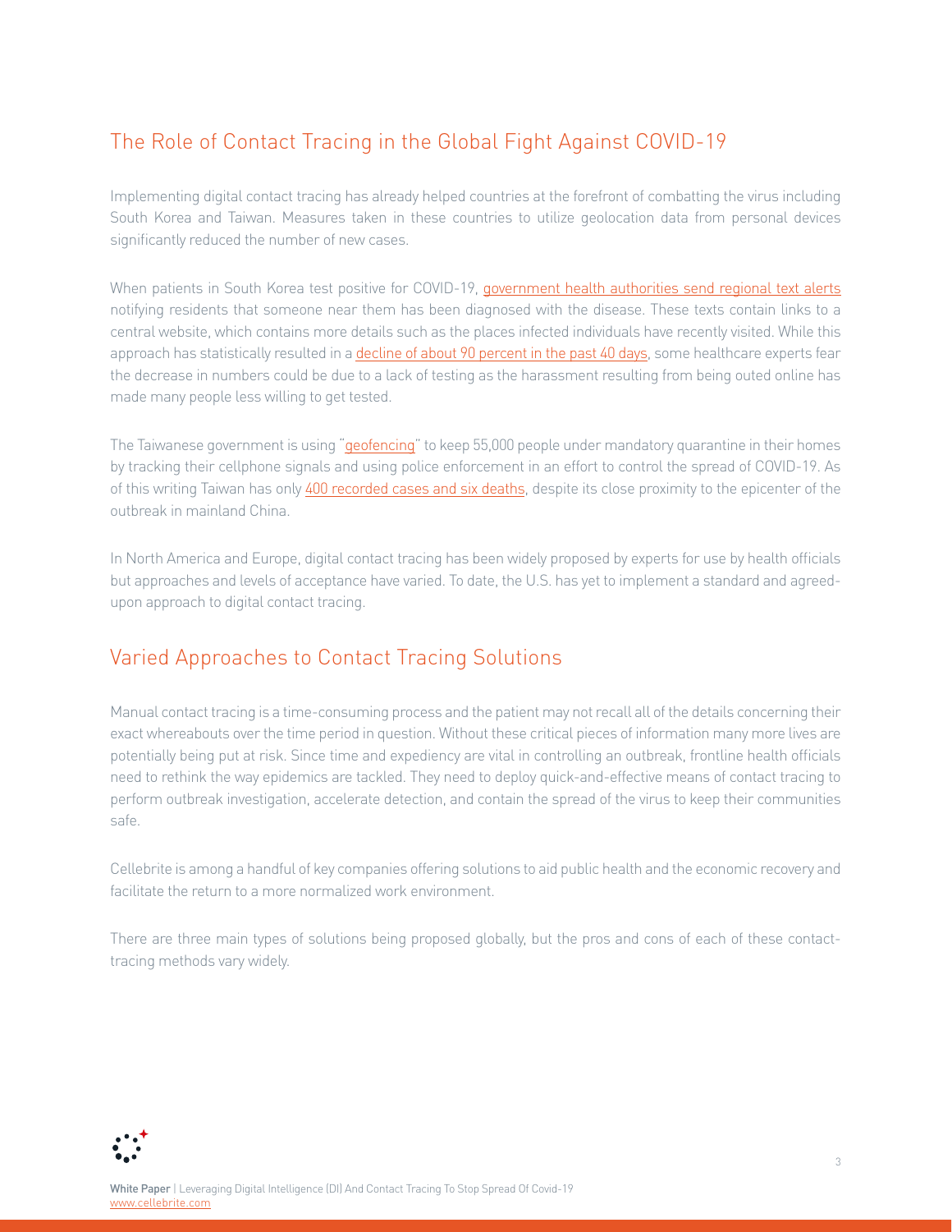## The Role of Contact Tracing in the Global Fight Against COVID-19

Implementing digital contact tracing has already helped countries at the forefront of combatting the virus including South Korea and Taiwan. Measures taken in these countries to utilize geolocation data from personal devices significantly reduced the number of new cases.

When patients in South Korea test positive for COVID-19, government health authorities send regional text alerts notifying residents that someone near them has been diagnosed with the disease. These texts contain links to a central website, which contains more details such as the places infected individuals have recently visited. While this approach has statistically resulted in a decline of about 90 percent in the past 40 days, some healthcare experts fear the decrease in numbers could be due to a lack of testing as the harassment resulting from being outed online has made many people less willing to get tested.

The Taiwanese government is using "geofencing" to keep 55,000 people under mandatory quarantine in their homes by tracking their cellphone signals and using police enforcement in an effort to control the spread of COVID-19. As of this writing Taiwan has only 400 recorded cases and six deaths, despite its close proximity to the epicenter of the outbreak in mainland China.

In North America and Europe, digital contact tracing has been widely proposed by experts for use by health officials but approaches and levels of acceptance have varied. To date, the U.S. has yet to implement a standard and agreed-upon approach to digital contact tracing.

## Varied Approaches to Contact Tracing Solutions

Manual contact tracing is a time-consuming process and the patient may not recall all of the details concerning their exact whereabouts over the time period in question. Without these critical pieces of information many more lives are potentially being put at risk. Since time and expediency are vital in controlling an outbreak, frontline health officials need to rethink the way epidemics are tackled. They need to deploy quick-and-effective means of contact tracing to perform outbreak investigation, accelerate detection, and contain the spread of the virus to keep their communities safe.

Cellebrite is among a handful of key companies offering solutions to aid public health and the economic recovery and facilitate the return to a more normalized work environment.

There are three main types of solutions being proposed globally, but the pros and cons of each of these contact-tracing methods vary widely.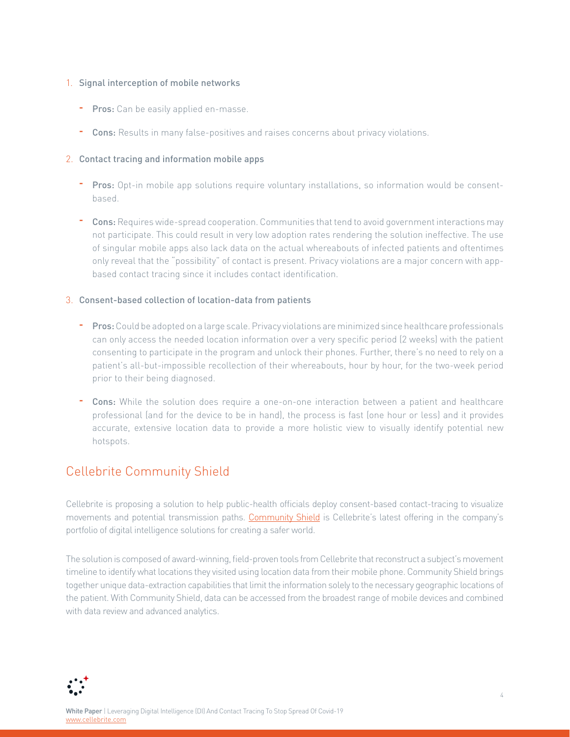1. Signal interception of mobile networks

    - **Pros:** Can be easily applied en-masse.

    - **Cons:** Results in many false-positives and raises concerns about privacy violations.

2. Contact tracing and information mobile apps

    - **Pros:** Opt-in mobile app solutions require voluntary installations, so information would be consent-based.

    - **Cons:** Requires wide-spread cooperation. Communities that tend to avoid government interactions may not participate. This could result in very low adoption rates rendering the solution ineffective. The use of singular mobile apps also lack data on the actual whereabouts of infected patients and oftentimes only reveal that the "possibility" of contact is present. Privacy violations are a major concern with app-based contact tracing since it includes contact identification.

3. Consent-based collection of location-data from patients

    - **Pros:** Could be adopted on a large scale. Privacy violations are minimized since healthcare professionals can only access the needed location information over a very specific period (2 weeks) with the patient consenting to participate in the program and unlock their phones. Further, there's no need to rely on a patient's all-but-impossible recollection of their whereabouts, hour by hour, for the two-week period prior to their being diagnosed.

    - **Cons:** While the solution does require a one-on-one interaction between a patient and healthcare professional (and for the device to be in hand), the process is fast (one hour or less) and it provides accurate, extensive location data to provide a more holistic view to visually identify potential new hotspots.

## Cellebrite Community Shield

Cellebrite is proposing a solution to help public-health officials deploy consent-based contact-tracing to visualize movements and potential transmission paths. [Community Shield](#) is Cellebrite's latest offering in the company's portfolio of digital intelligence solutions for creating a safer world.

The solution is composed of award-winning, field-proven tools from Cellebrite that reconstruct a subject's movement timeline to identify what locations they visited using location data from their mobile phone. Community Shield brings together unique data-extraction capabilities that limit the information solely to the necessary geographic locations of the patient. With Community Shield, data can be accessed from the broadest range of mobile devices and combined with data review and advanced analytics.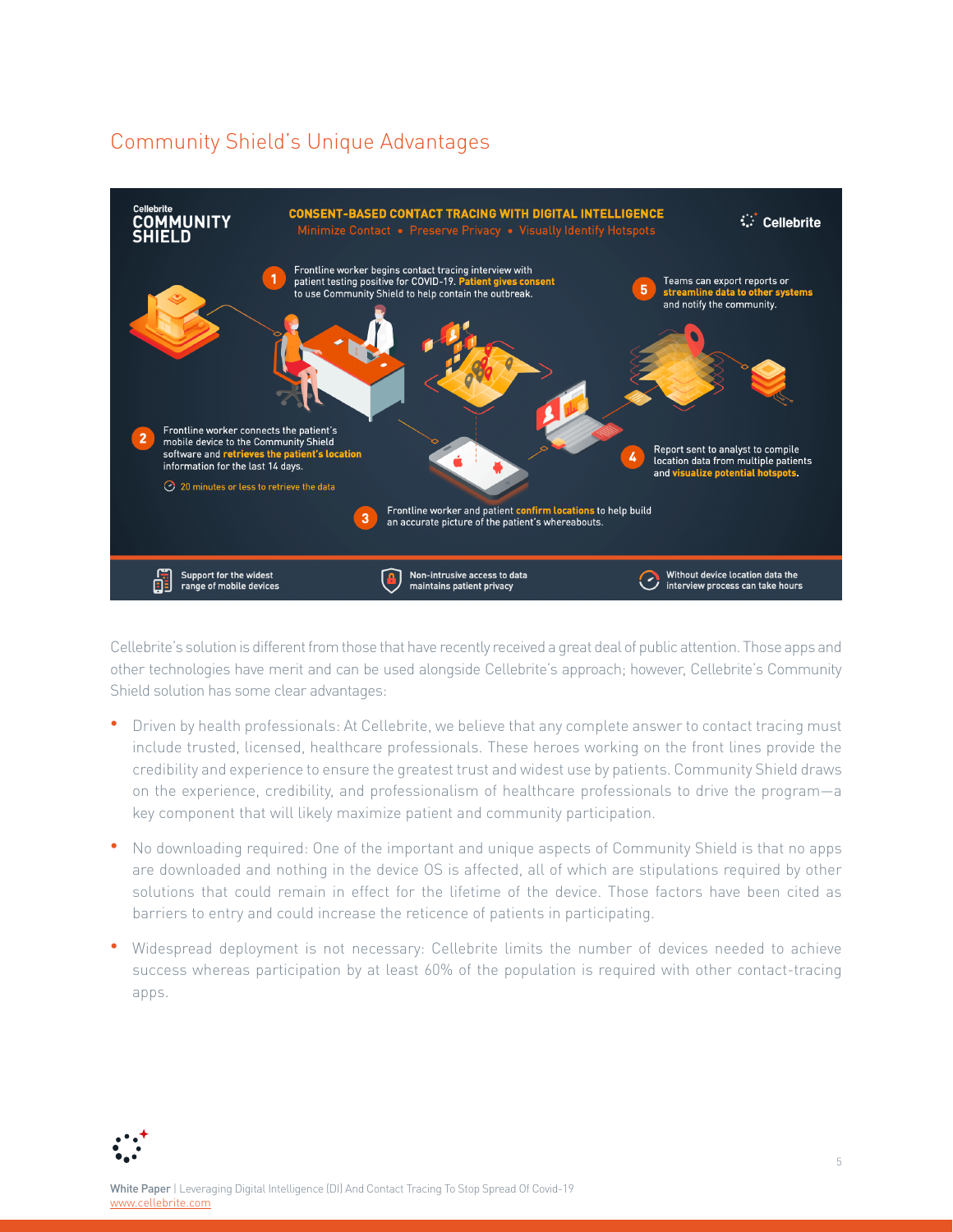## Community Shield's Unique Advantages

Cellebrite COMMUNITY SHIELD

**CONSENT-BASED CONTACT TRACING WITH DIGITAL INTELLIGENCE**

Minimize Contact • Preserve Privacy • Visually Identify Hotspots

Cellebrite

1. Frontline worker begins contact tracing interview with patient testing positive for COVID-19. **Patient gives consent** to use Community Shield to help contain the outbreak.
2. Frontline worker connects the patient's mobile device to the Community Shield software and **retrieves the patient's location** information for the last 14 days.
   20 minutes or less to retrieve the data
3. Frontline worker and patient **confirm locations** to help build an accurate picture of the patient's whereabouts.
4. Report sent to analyst to compile location data from multiple patients and **visualize potential hotspots.**
5. Teams can export reports or **streamline data to other systems** and notify the community.

Support for the widest range of mobile devices | Non-intrusive access to data maintains patient privacy | Without device location data the interview process can take hours

Cellebrite's solution is different from those that have recently received a great deal of public attention. Those apps and other technologies have merit and can be used alongside Cellebrite's approach; however, Cellebrite's Community Shield solution has some clear advantages:

- Driven by health professionals: At Cellebrite, we believe that any complete answer to contact tracing must include trusted, licensed, healthcare professionals. These heroes working on the front lines provide the credibility and experience to ensure the greatest trust and widest use by patients. Community Shield draws on the experience, credibility, and professionalism of healthcare professionals to drive the program—a key component that will likely maximize patient and community participation.
- No downloading required: One of the important and unique aspects of Community Shield is that no apps are downloaded and nothing in the device OS is affected, all of which are stipulations required by other solutions that could remain in effect for the lifetime of the device. Those factors have been cited as barriers to entry and could increase the reticence of patients in participating.
- Widespread deployment is not necessary: Cellebrite limits the number of devices needed to achieve success whereas participation by at least 60% of the population is required with other contact-tracing apps.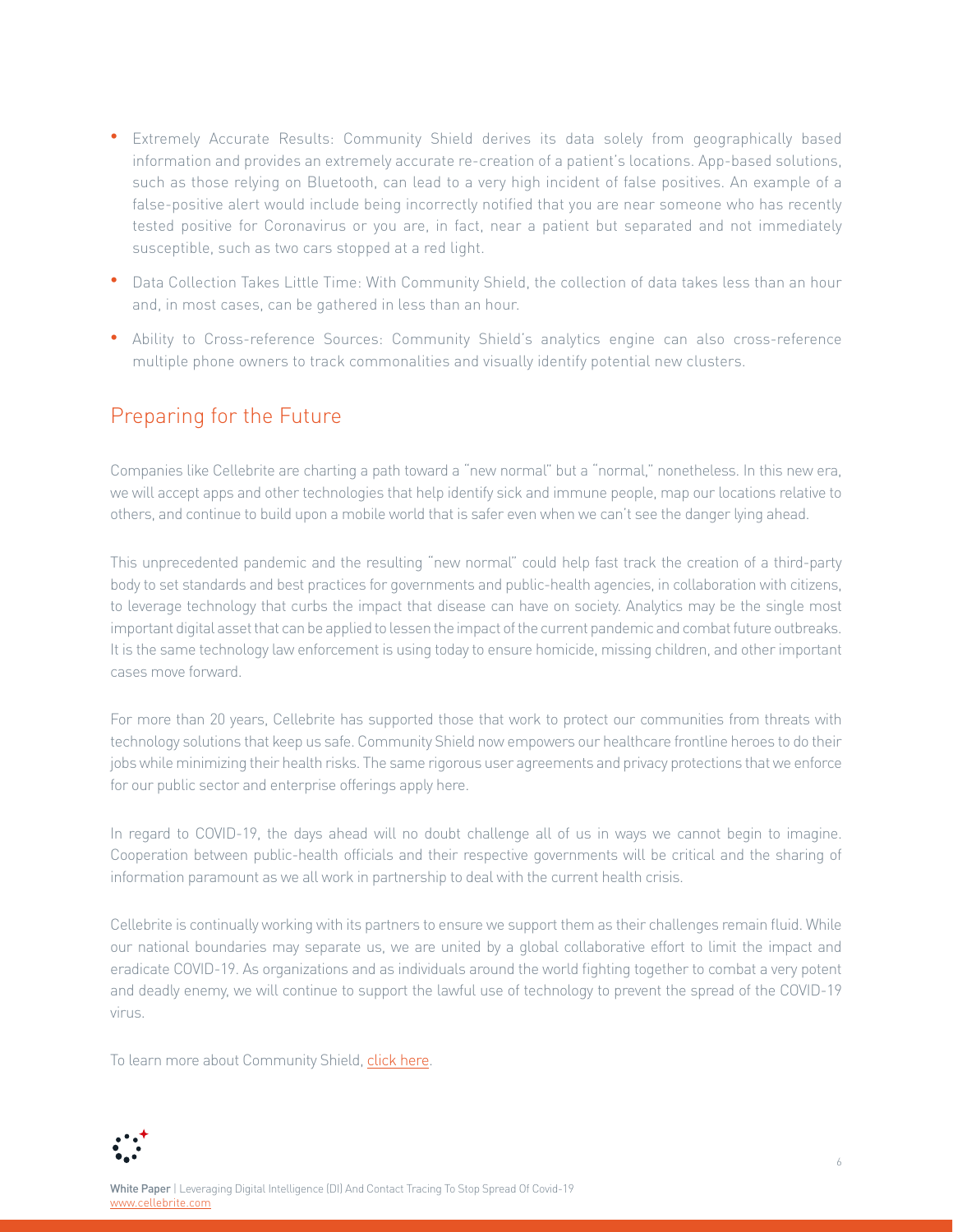- Extremely Accurate Results: Community Shield derives its data solely from geographically based information and provides an extremely accurate re-creation of a patient's locations. App-based solutions, such as those relying on Bluetooth, can lead to a very high incident of false positives. An example of a false-positive alert would include being incorrectly notified that you are near someone who has recently tested positive for Coronavirus or you are, in fact, near a patient but separated and not immediately susceptible, such as two cars stopped at a red light.
- Data Collection Takes Little Time: With Community Shield, the collection of data takes less than an hour and, in most cases, can be gathered in less than an hour.
- Ability to Cross-reference Sources: Community Shield's analytics engine can also cross-reference multiple phone owners to track commonalities and visually identify potential new clusters.

## Preparing for the Future

Companies like Cellebrite are charting a path toward a "new normal" but a "normal," nonetheless. In this new era, we will accept apps and other technologies that help identify sick and immune people, map our locations relative to others, and continue to build upon a mobile world that is safer even when we can't see the danger lying ahead.

This unprecedented pandemic and the resulting "new normal" could help fast track the creation of a third-party body to set standards and best practices for governments and public-health agencies, in collaboration with citizens, to leverage technology that curbs the impact that disease can have on society. Analytics may be the single most important digital asset that can be applied to lessen the impact of the current pandemic and combat future outbreaks. It is the same technology law enforcement is using today to ensure homicide, missing children, and other important cases move forward.

For more than 20 years, Cellebrite has supported those that work to protect our communities from threats with technology solutions that keep us safe. Community Shield now empowers our healthcare frontline heroes to do their jobs while minimizing their health risks. The same rigorous user agreements and privacy protections that we enforce for our public sector and enterprise offerings apply here.

In regard to COVID-19, the days ahead will no doubt challenge all of us in ways we cannot begin to imagine. Cooperation between public-health officials and their respective governments will be critical and the sharing of information paramount as we all work in partnership to deal with the current health crisis.

Cellebrite is continually working with its partners to ensure we support them as their challenges remain fluid. While our national boundaries may separate us, we are united by a global collaborative effort to limit the impact and eradicate COVID-19. As organizations and as individuals around the world fighting together to combat a very potent and deadly enemy, we will continue to support the lawful use of technology to prevent the spread of the COVID-19 virus.

To learn more about Community Shield, click here.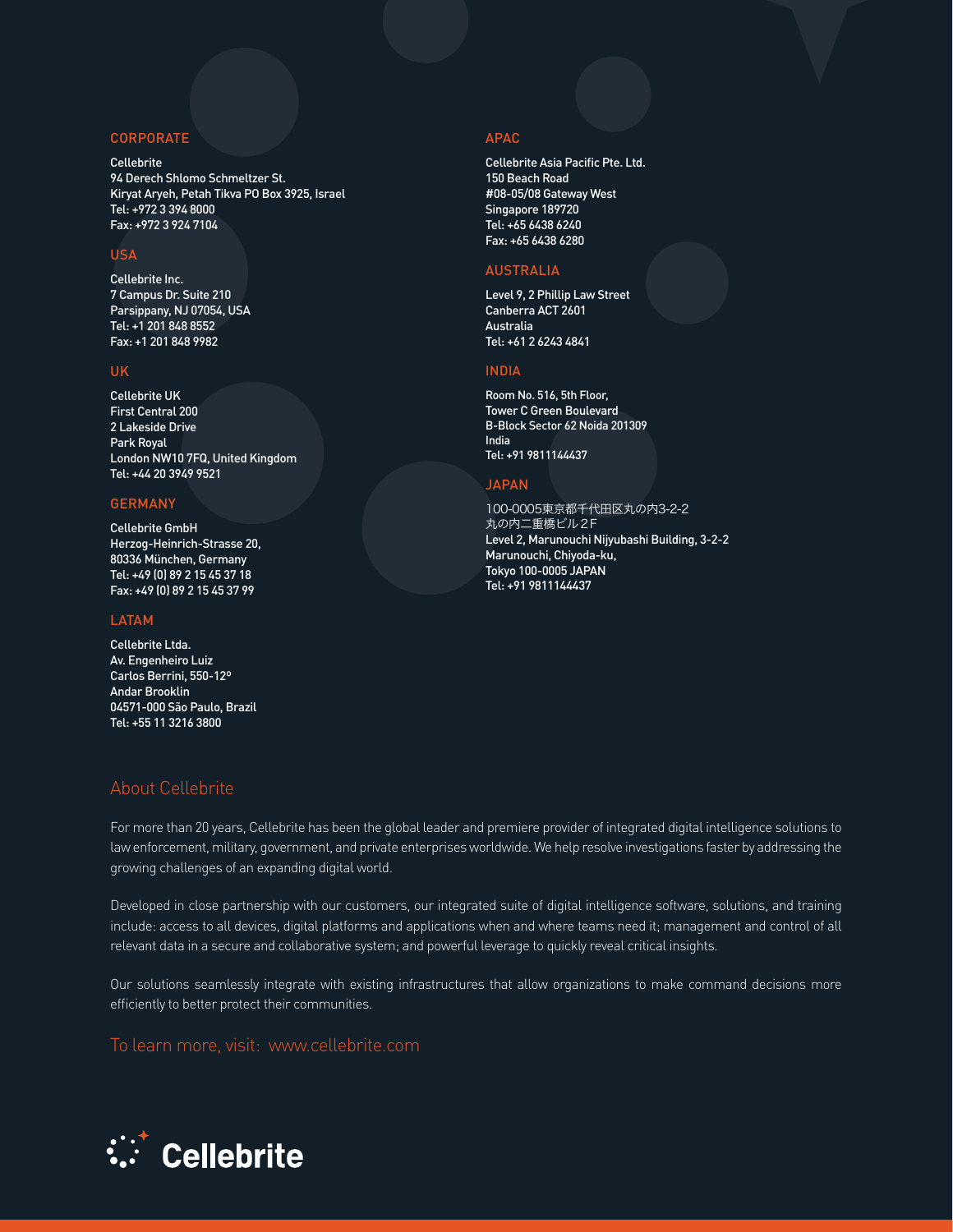## CORPORATE

Cellebrite
94 Derech Shlomo Schmeltzer St.
Kiryat Aryeh, Petah Tikva PO Box 3925, Israel
Tel: +972 3 394 8000
Fax: +972 3 924 7104

## USA

Cellebrite Inc.
7 Campus Dr. Suite 210
Parsippany, NJ 07054, USA
Tel: +1 201 848 8552
Fax: +1 201 848 9982

## UK

Cellebrite UK
First Central 200
2 Lakeside Drive
Park Royal
London NW10 7FQ, United Kingdom
Tel: +44 20 3949 9521

## GERMANY

Cellebrite GmbH
Herzog-Heinrich-Strasse 20,
80336 München, Germany
Tel: +49 (0) 89 2 15 45 37 18
Fax: +49 (0) 89 2 15 45 37 99

## LATAM

Cellebrite Ltda.
Av. Engenheiro Luiz
Carlos Berrini, 550-12º
Andar Brooklin
04571-000 São Paulo, Brazil
Tel: +55 11 3216 3800

## APAC

Cellebrite Asia Pacific Pte. Ltd.
150 Beach Road
#08-05/08 Gateway West
Singapore 189720
Tel: +65 6438 6240
Fax: +65 6438 6280

## AUSTRALIA

Level 9, 2 Phillip Law Street
Canberra ACT 2601
Australia
Tel: +61 2 6243 4841

## INDIA

Room No. 516, 5th Floor,
Tower C Green Boulevard
B-Block Sector 62 Noida 201309
India
Tel: +91 9811144437

## JAPAN

100-0005東京都千代田区丸の内3-2-2
丸の内二重橋ビル２F
Level 2, Marunouchi Nijyubashi Building, 3-2-2
Marunouchi, Chiyoda-ku,
Tokyo 100-0005 JAPAN
Tel: +91 9811144437

## About Cellebrite

For more than 20 years, Cellebrite has been the global leader and premiere provider of integrated digital intelligence solutions to law enforcement, military, government, and private enterprises worldwide. We help resolve investigations faster by addressing the growing challenges of an expanding digital world.

Developed in close partnership with our customers, our integrated suite of digital intelligence software, solutions, and training include: access to all devices, digital platforms and applications when and where teams need it; management and control of all relevant data in a secure and collaborative system; and powerful leverage to quickly reveal critical insights.

Our solutions seamlessly integrate with existing infrastructures that allow organizations to make command decisions more efficiently to better protect their communities.

To learn more, visit: www.cellebrite.com

Cellebrite